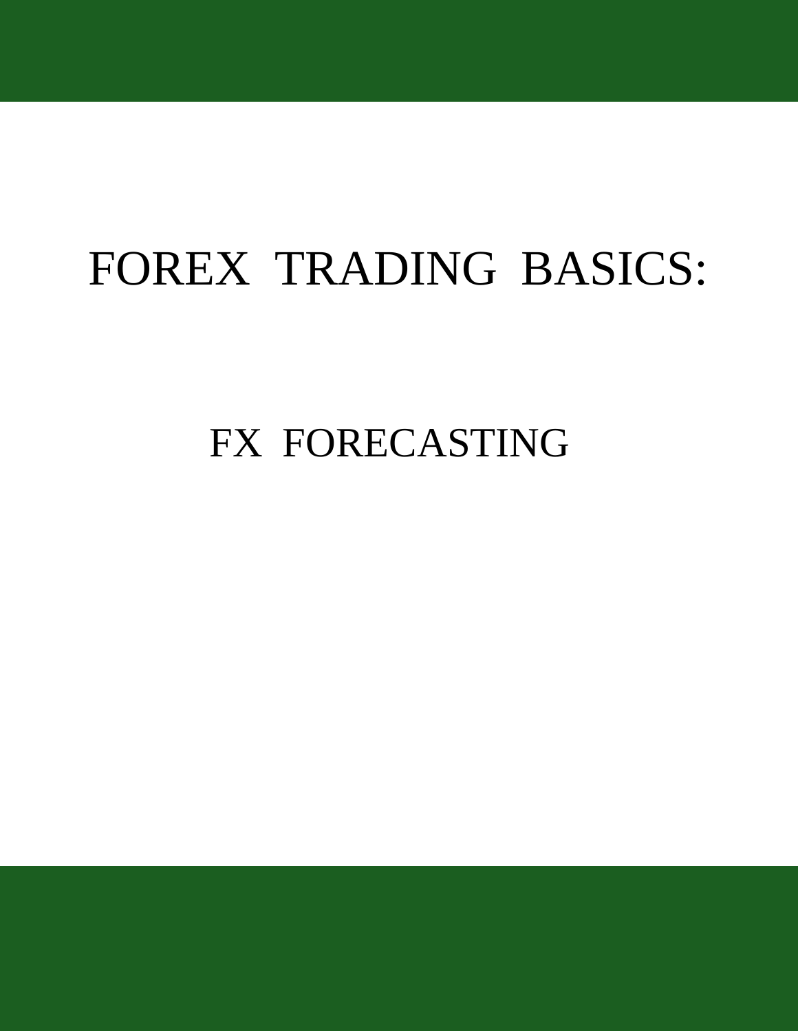# FOREX TRADING BASICS:

## FX FORECASTING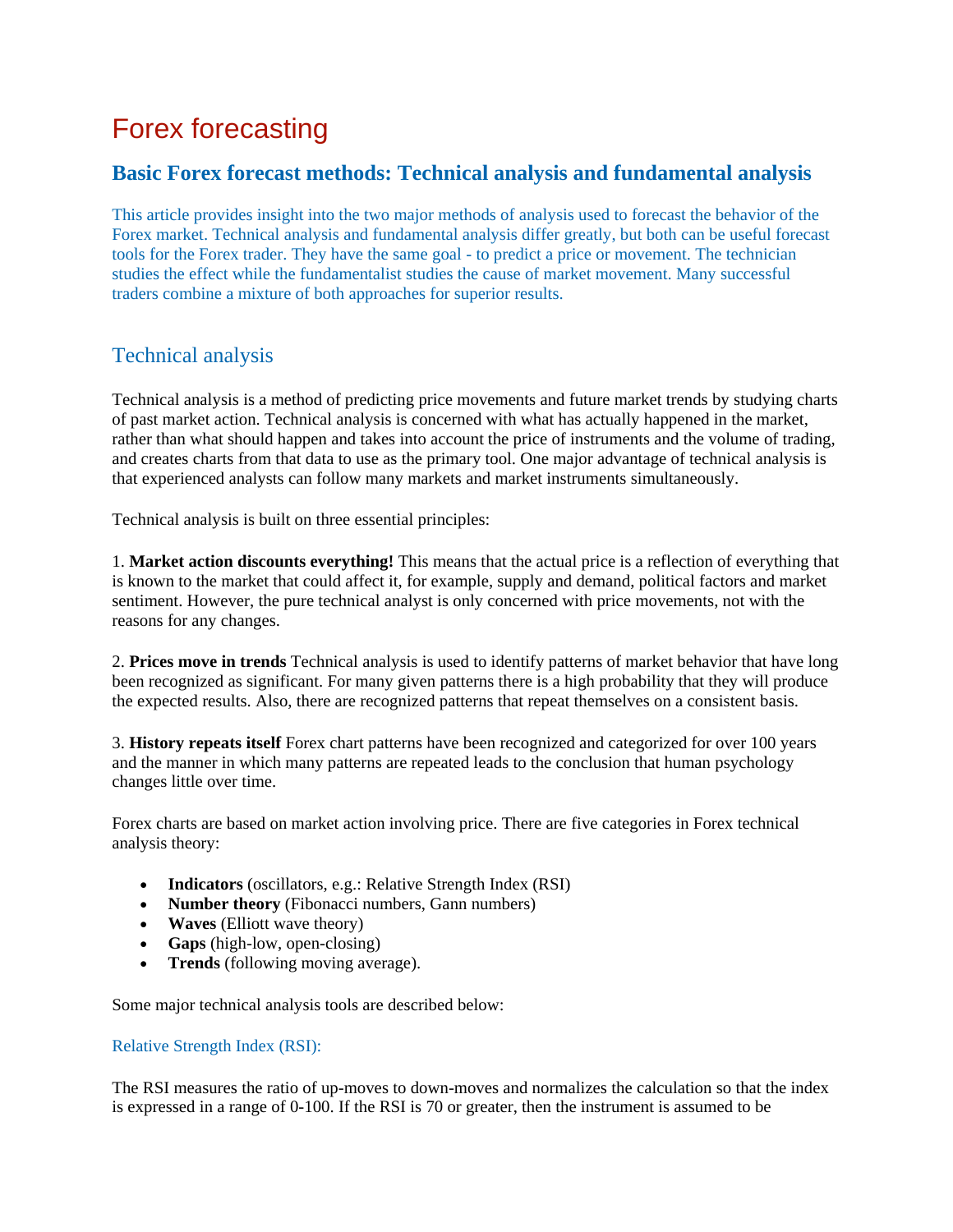# Forex forecasting

## Basic Forex forecast methods: Technical analysis and fundamental analysis

This article provides insight into the two major methods of analysis used to forecast the behavior of the Forex market. Technical analysis and fundamental analysis differ greatly, but both can be useful forecast tools for the Forex trader. They have the same goal - to predict a price or movement. The technician studies the effect while the fundamentalist studies the cause of market movement. Many successful traders combine a mixture of both approaches for superior results.

### Technical analysis

Technical analysis is a method of predicting price movements and future market trends by studying charts of past market action. Technical analysis is concerned with what has actually happened in the market, rather than what should happen and takes into account the price of instruments and the volume of trading, and creates charts from that data to use as the primary tool. One major advantage of technical analysis is that experienced analysts can follow many markets and market instruments simultaneously.

Technical analysis is built on three essential principles:

1. **Market action discounts everything!** This means that the actual price is a reflection of everything that is known to the market that could affect it, for example, supply and demand, political factors and market sentiment. However, the pure technical analyst is only concerned with price movements, not with the reasons for any changes.

2. **Prices move in trends** Technical analysis is used to identify patterns of market behavior that have long been recognized as significant. For many given patterns there is a high probability that they will produce the expected results. Also, there are recognized patterns that repeat themselves on a consistent basis.

3. **History repeats itself** Forex chart patterns have been recognized and categorized for over 100 years and the manner in which many patterns are repeated leads to the conclusion that human psychology changes little over time.

Forex charts are based on market action involving price. There are five categories in Forex technical analysis theory:

- **Indicators** (oscillators, e.g.: Relative Strength Index (RSI)
- **Number theory** (Fibonacci numbers, Gann numbers)
- **Waves** (Elliott wave theory)
- **Gaps** (high-low, open-closing)
- **Trends** (following moving average).

Some major technical analysis tools are described below:

#### Relative Strength Index (RSI):

The RSI measures the ratio of up-moves to down-moves and normalizes the calculation so that the index is expressed in a range of 0-100. If the RSI is 70 or greater, then the instrument is assumed to be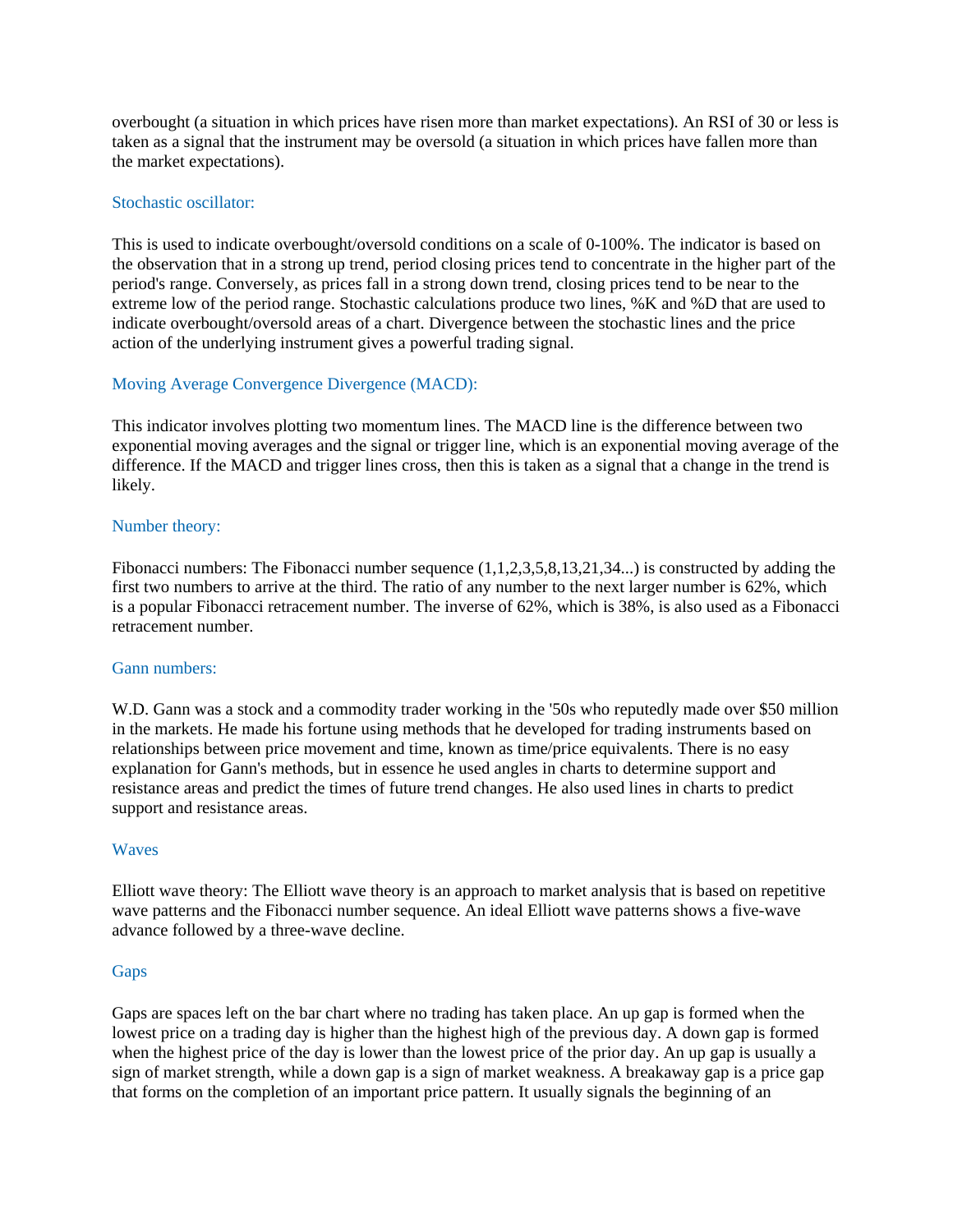overbought (a situation in which prices have risen more than market expectations). An RSI of 30 or less is taken as a signal that the instrument may be oversold (a situation in which prices have fallen more than the market expectations).

### Stochastic oscillator:

This is used to indicate overbought/oversold conditions on a scale of 0-100%. The indicator is based on the observation that in a strong up trend, period closing prices tend to concentrate in the higher part of the period's range. Conversely, as prices fall in a strong down trend, closing prices tend to be near to the extreme low of the period range. Stochastic calculations produce two lines, %K and %D that are used to indicate overbought/oversold areas of a chart. Divergence between the stochastic lines and the price action of the underlying instrument gives a powerful trading signal.

### Moving Average Convergence Divergence (MACD):

This indicator involves plotting two momentum lines. The MACD line is the difference between two exponential moving averages and the signal or trigger line, which is an exponential moving average of the difference. If the MACD and trigger lines cross, then this is taken as a signal that a change in the trend is likely.

### Number theory:

Fibonacci numbers: The Fibonacci number sequence (1,1,2,3,5,8,13,21,34...) is constructed by adding the first two numbers to arrive at the third. The ratio of any number to the next larger number is 62%, which is a popular Fibonacci retracement number. The inverse of 62%, which is 38%, is also used as a Fibonacci retracement number.

### Gann numbers:

W.D. Gann was a stock and a commodity trader working in the '50s who reputedly made over $50 million in the markets. He made his fortune using methods that he developed for trading instruments based on relationships between price movement and time, known as time/price equivalents. There is no easy explanation for Gann's methods, but in essence he used angles in charts to determine support and resistance areas and predict the times of future trend changes. He also used lines in charts to predict support and resistance areas.

### Waves

Elliott wave theory: The Elliott wave theory is an approach to market analysis that is based on repetitive wave patterns and the Fibonacci number sequence. An ideal Elliott wave patterns shows a five-wave advance followed by a three-wave decline.

### Gaps

Gaps are spaces left on the bar chart where no trading has taken place. An up gap is formed when the lowest price on a trading day is higher than the highest high of the previous day. A down gap is formed when the highest price of the day is lower than the lowest price of the prior day. An up gap is usually a sign of market strength, while a down gap is a sign of market weakness. A breakaway gap is a price gap that forms on the completion of an important price pattern. It usually signals the beginning of an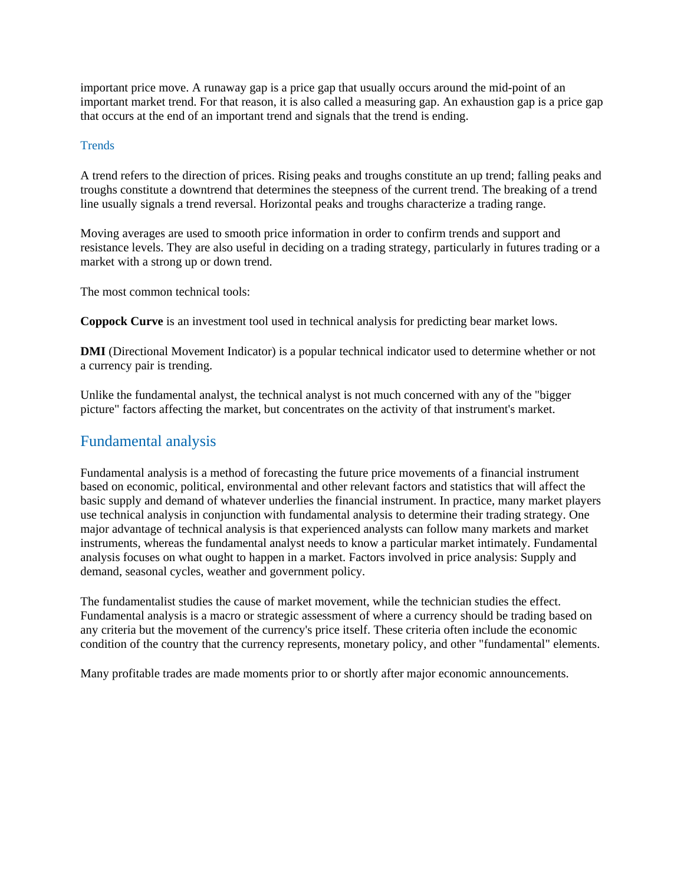important price move. A runaway gap is a price gap that usually occurs around the mid-point of an important market trend. For that reason, it is also called a measuring gap. An exhaustion gap is a price gap that occurs at the end of an important trend and signals that the trend is ending.

### Trends

A trend refers to the direction of prices. Rising peaks and troughs constitute an up trend; falling peaks and troughs constitute a downtrend that determines the steepness of the current trend. The breaking of a trend line usually signals a trend reversal. Horizontal peaks and troughs characterize a trading range.

Moving averages are used to smooth price information in order to confirm trends and support and resistance levels. They are also useful in deciding on a trading strategy, particularly in futures trading or a market with a strong up or down trend.

The most common technical tools:

**Coppock Curve** is an investment tool used in technical analysis for predicting bear market lows.

**DMI** (Directional Movement Indicator) is a popular technical indicator used to determine whether or not a currency pair is trending.

Unlike the fundamental analyst, the technical analyst is not much concerned with any of the "bigger picture" factors affecting the market, but concentrates on the activity of that instrument's market.

## Fundamental analysis

Fundamental analysis is a method of forecasting the future price movements of a financial instrument based on economic, political, environmental and other relevant factors and statistics that will affect the basic supply and demand of whatever underlies the financial instrument. In practice, many market players use technical analysis in conjunction with fundamental analysis to determine their trading strategy. One major advantage of technical analysis is that experienced analysts can follow many markets and market instruments, whereas the fundamental analyst needs to know a particular market intimately. Fundamental analysis focuses on what ought to happen in a market. Factors involved in price analysis: Supply and demand, seasonal cycles, weather and government policy.

The fundamentalist studies the cause of market movement, while the technician studies the effect. Fundamental analysis is a macro or strategic assessment of where a currency should be trading based on any criteria but the movement of the currency's price itself. These criteria often include the economic condition of the country that the currency represents, monetary policy, and other "fundamental" elements.

Many profitable trades are made moments prior to or shortly after major economic announcements.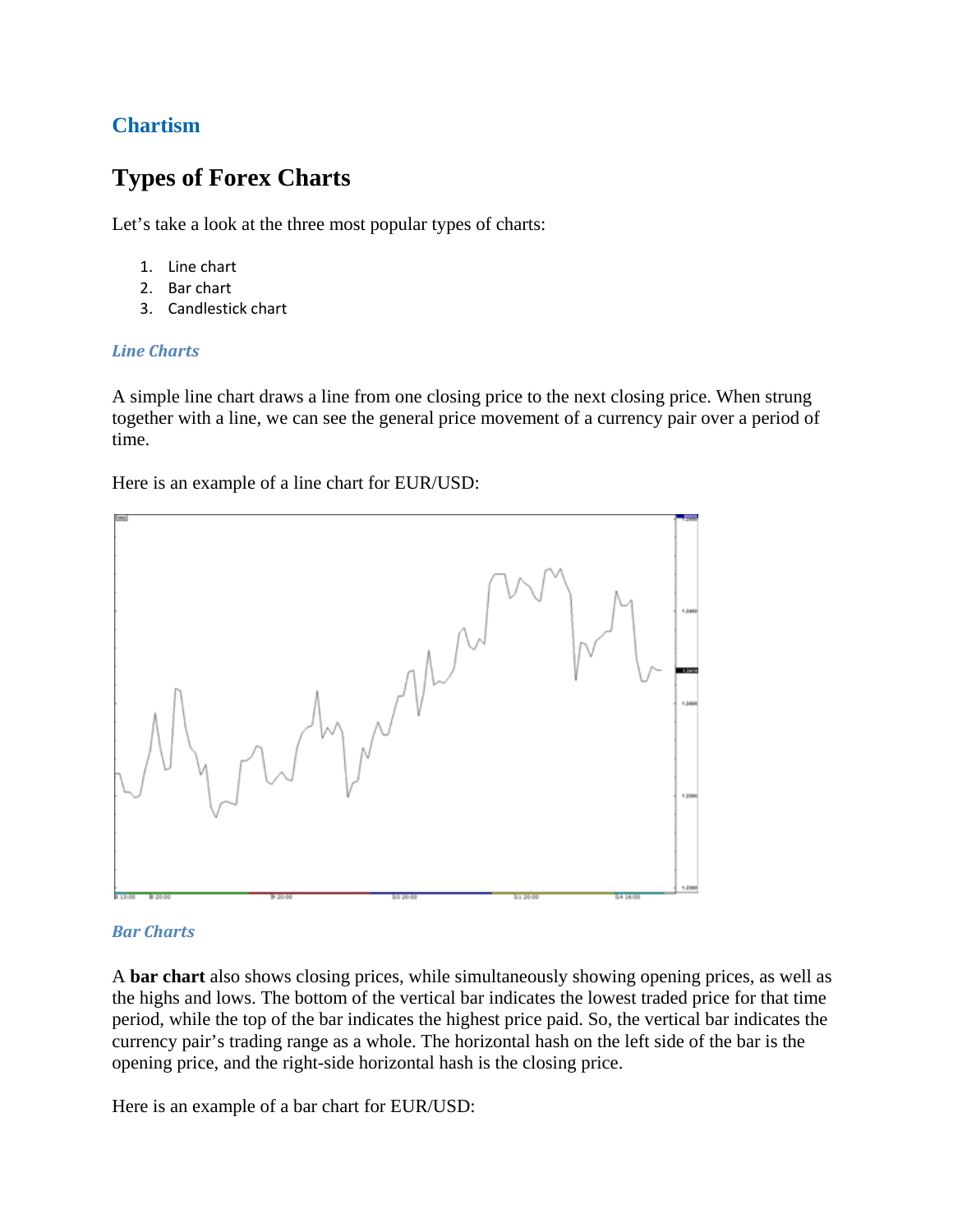## Chartism

# Types of Forex Charts

Let's take a look at the three most popular types of charts:

1. Line chart
2. Bar chart
3. Candlestick chart

### *Line Charts*

A simple line chart draws a line from one closing price to the next closing price. When strung together with a line, we can see the general price movement of a currency pair over a period of time.

Here is an example of a line chart for EUR/USD:

### *Bar Charts*

A **bar chart** also shows closing prices, while simultaneously showing opening prices, as well as the highs and lows. The bottom of the vertical bar indicates the lowest traded price for that time period, while the top of the bar indicates the highest price paid. So, the vertical bar indicates the currency pair's trading range as a whole. The horizontal hash on the left side of the bar is the opening price, and the right-side horizontal hash is the closing price.

Here is an example of a bar chart for EUR/USD: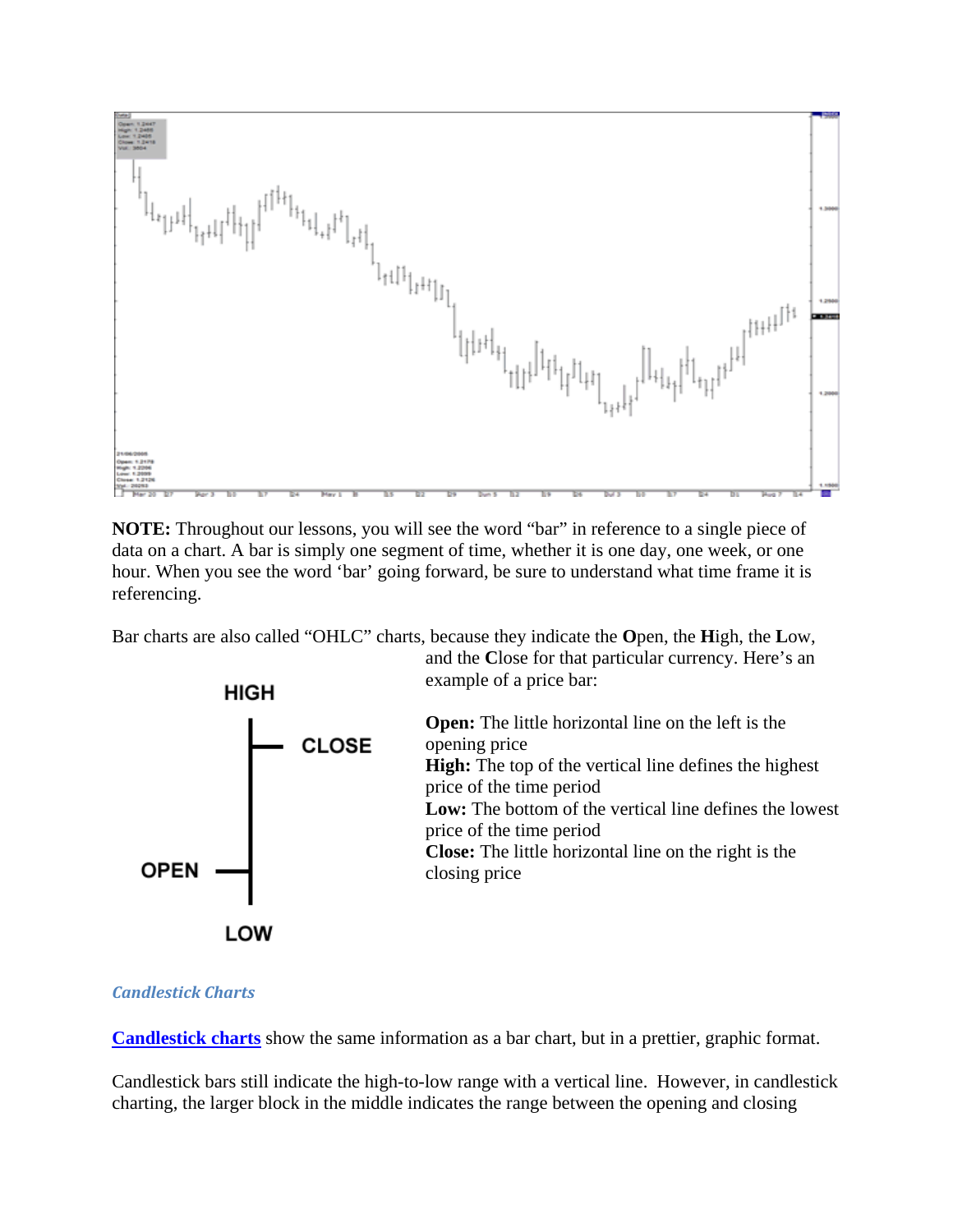**NOTE:** Throughout our lessons, you will see the word "bar" in reference to a single piece of data on a chart. A bar is simply one segment of time, whether it is one day, one week, or one hour. When you see the word 'bar' going forward, be sure to understand what time frame it is referencing.

Bar charts are also called "OHLC" charts, because they indicate the **O**pen, the **H**igh, the **L**ow, and the **C**lose for that particular currency. Here's an example of a price bar:

**Open:** The little horizontal line on the left is the opening price
**High:** The top of the vertical line defines the highest price of the time period
**Low:** The bottom of the vertical line defines the lowest price of the time period
**Close:** The little horizontal line on the right is the closing price

### *Candlestick Charts*

**Candlestick charts** show the same information as a bar chart, but in a prettier, graphic format.

Candlestick bars still indicate the high-to-low range with a vertical line. However, in candlestick charting, the larger block in the middle indicates the range between the opening and closing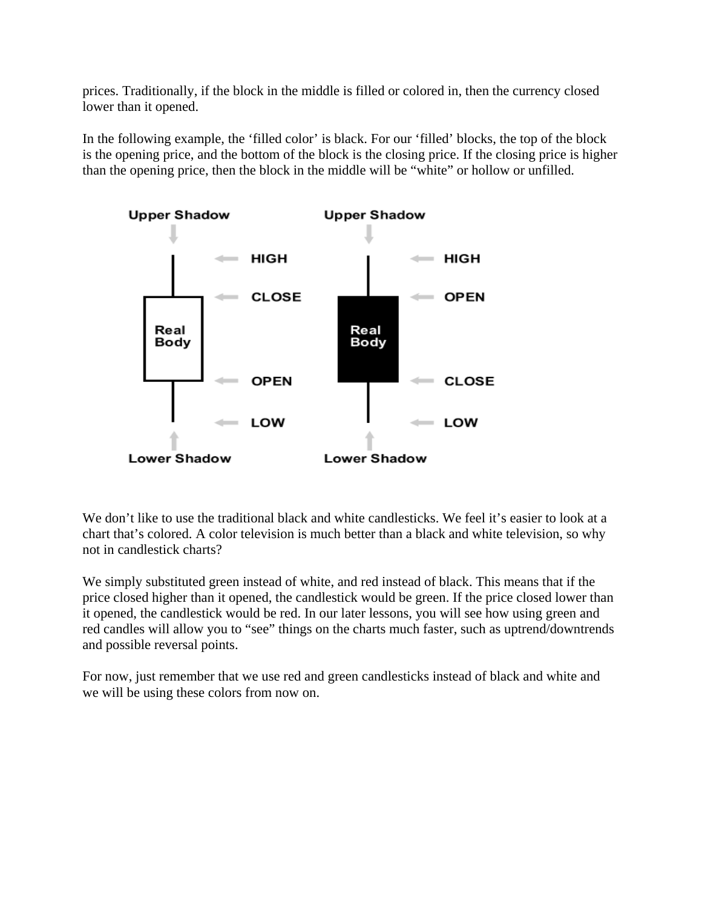prices. Traditionally, if the block in the middle is filled or colored in, then the currency closed lower than it opened.

In the following example, the ‘filled color’ is black. For our ‘filled’ blocks, the top of the block is the opening price, and the bottom of the block is the closing price. If the closing price is higher than the opening price, then the block in the middle will be “white” or hollow or unfilled.

Upper Shadow | HIGH | CLOSE | Real Body | OPEN | LOW | Lower Shadow

Upper Shadow | HIGH | OPEN | Real Body | CLOSE | LOW | Lower Shadow

We don’t like to use the traditional black and white candlesticks. We feel it’s easier to look at a chart that’s colored. A color television is much better than a black and white television, so why not in candlestick charts?

We simply substituted green instead of white, and red instead of black. This means that if the price closed higher than it opened, the candlestick would be green. If the price closed lower than it opened, the candlestick would be red. In our later lessons, you will see how using green and red candles will allow you to “see” things on the charts much faster, such as uptrend/downtrends and possible reversal points.

For now, just remember that we use red and green candlesticks instead of black and white and we will be using these colors from now on.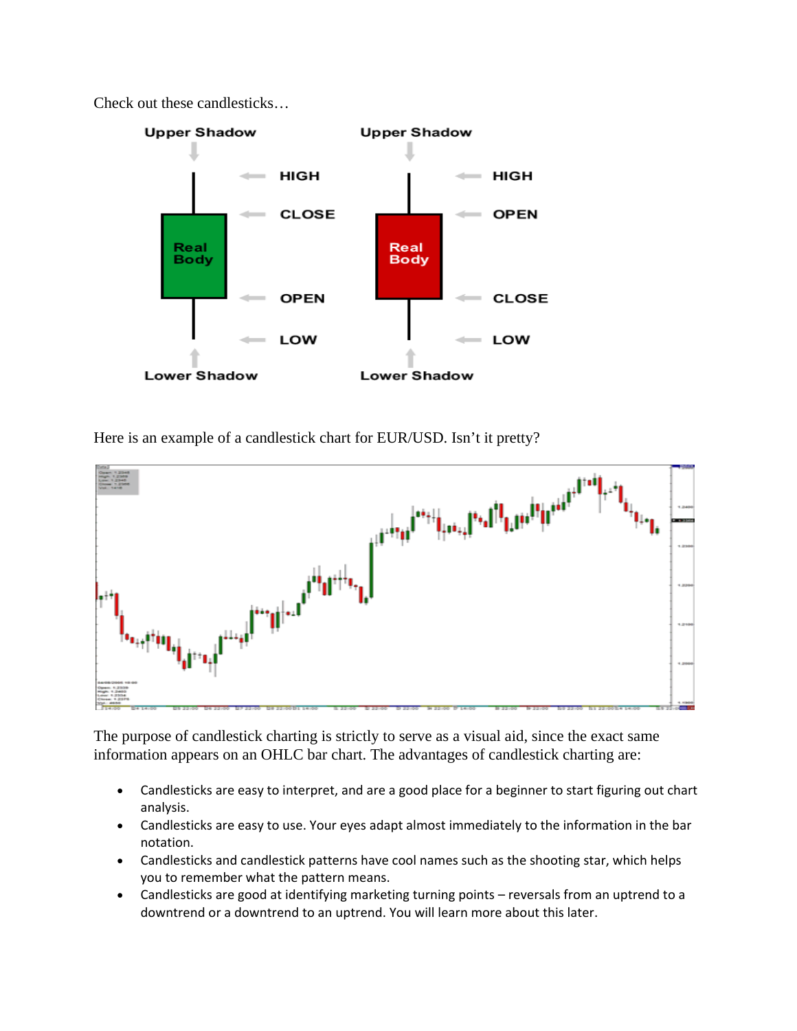Check out these candlesticks…

Here is an example of a candlestick chart for EUR/USD. Isn't it pretty?

The purpose of candlestick charting is strictly to serve as a visual aid, since the exact same information appears on an OHLC bar chart. The advantages of candlestick charting are:

- Candlesticks are easy to interpret, and are a good place for a beginner to start figuring out chart analysis.
- Candlesticks are easy to use. Your eyes adapt almost immediately to the information in the bar notation.
- Candlesticks and candlestick patterns have cool names such as the shooting star, which helps you to remember what the pattern means.
- Candlesticks are good at identifying marketing turning points – reversals from an uptrend to a downtrend or a downtrend to an uptrend. You will learn more about this later.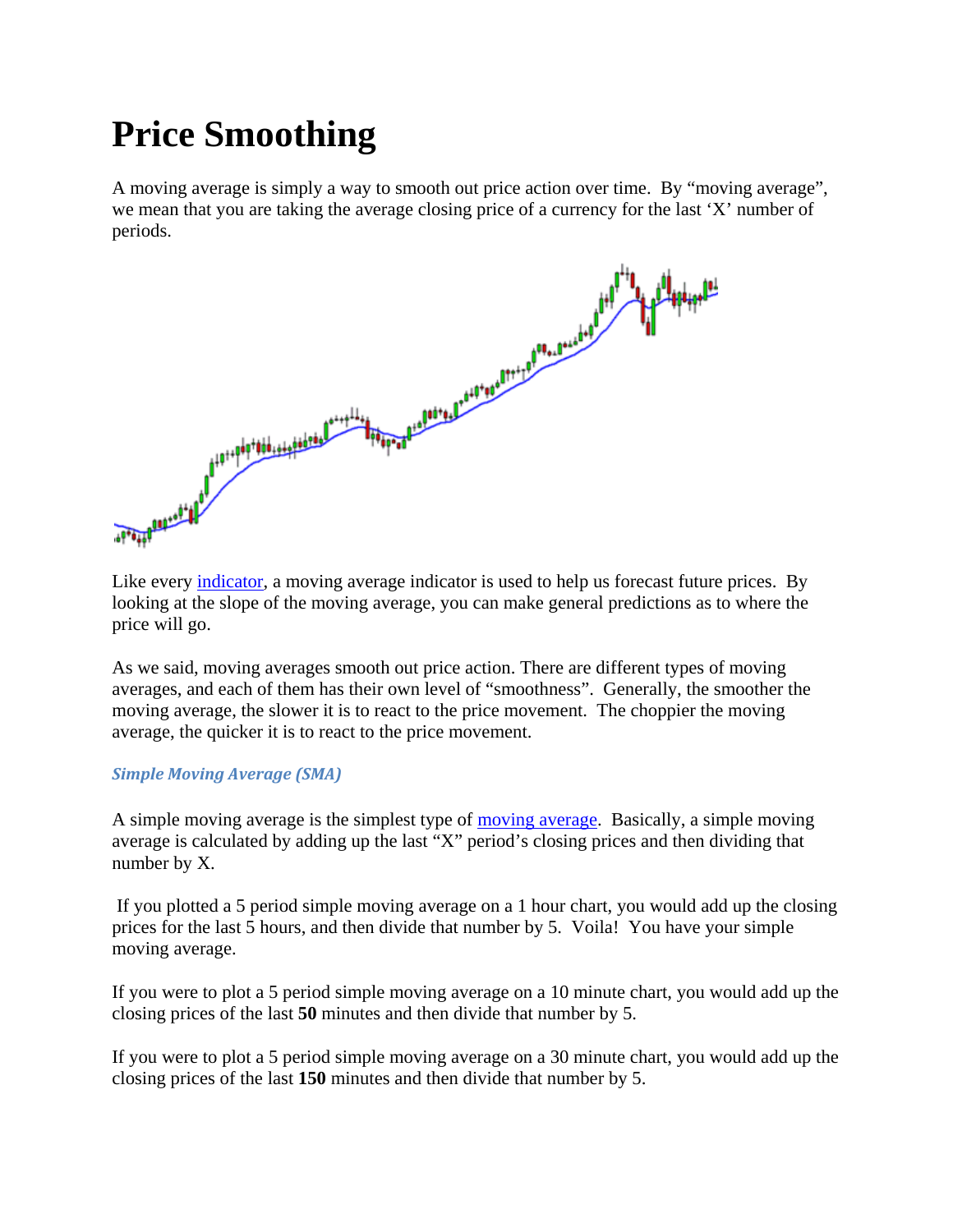# Price Smoothing

A moving average is simply a way to smooth out price action over time. By "moving average", we mean that you are taking the average closing price of a currency for the last 'X' number of periods.

Like every indicator, a moving average indicator is used to help us forecast future prices. By looking at the slope of the moving average, you can make general predictions as to where the price will go.

As we said, moving averages smooth out price action. There are different types of moving averages, and each of them has their own level of "smoothness". Generally, the smoother the moving average, the slower it is to react to the price movement. The choppier the moving average, the quicker it is to react to the price movement.

***Simple Moving Average (SMA)***

A simple moving average is the simplest type of moving average. Basically, a simple moving average is calculated by adding up the last "X" period's closing prices and then dividing that number by X.

If you plotted a 5 period simple moving average on a 1 hour chart, you would add up the closing prices for the last 5 hours, and then divide that number by 5. Voila! You have your simple moving average.

If you were to plot a 5 period simple moving average on a 10 minute chart, you would add up the closing prices of the last **50** minutes and then divide that number by 5.

If you were to plot a 5 period simple moving average on a 30 minute chart, you would add up the closing prices of the last **150** minutes and then divide that number by 5.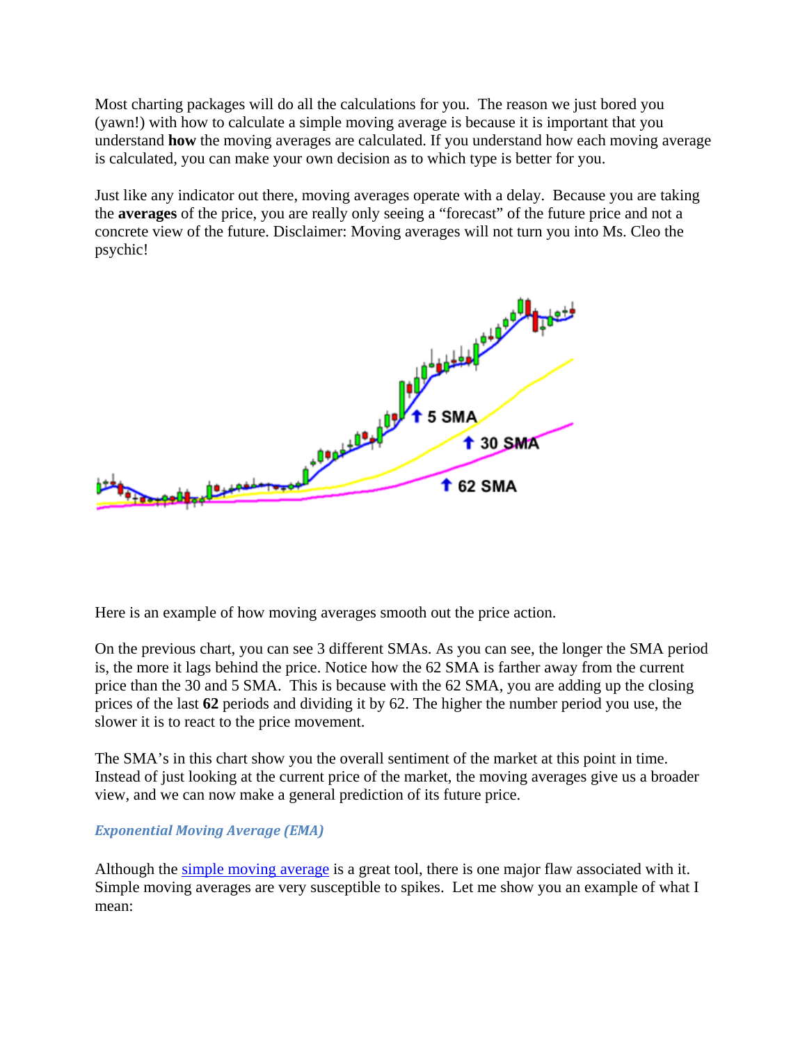Most charting packages will do all the calculations for you. The reason we just bored you (yawn!) with how to calculate a simple moving average is because it is important that you understand **how** the moving averages are calculated. If you understand how each moving average is calculated, you can make your own decision as to which type is better for you.

Just like any indicator out there, moving averages operate with a delay. Because you are taking the **averages** of the price, you are really only seeing a "forecast" of the future price and not a concrete view of the future. Disclaimer: Moving averages will not turn you into Ms. Cleo the psychic!

Here is an example of how moving averages smooth out the price action.

On the previous chart, you can see 3 different SMAs. As you can see, the longer the SMA period is, the more it lags behind the price. Notice how the 62 SMA is farther away from the current price than the 30 and 5 SMA. This is because with the 62 SMA, you are adding up the closing prices of the last **62** periods and dividing it by 62. The higher the number period you use, the slower it is to react to the price movement.

The SMA's in this chart show you the overall sentiment of the market at this point in time. Instead of just looking at the current price of the market, the moving averages give us a broader view, and we can now make a general prediction of its future price.

### *Exponential Moving Average (EMA)*

Although the simple moving average is a great tool, there is one major flaw associated with it. Simple moving averages are very susceptible to spikes. Let me show you an example of what I mean: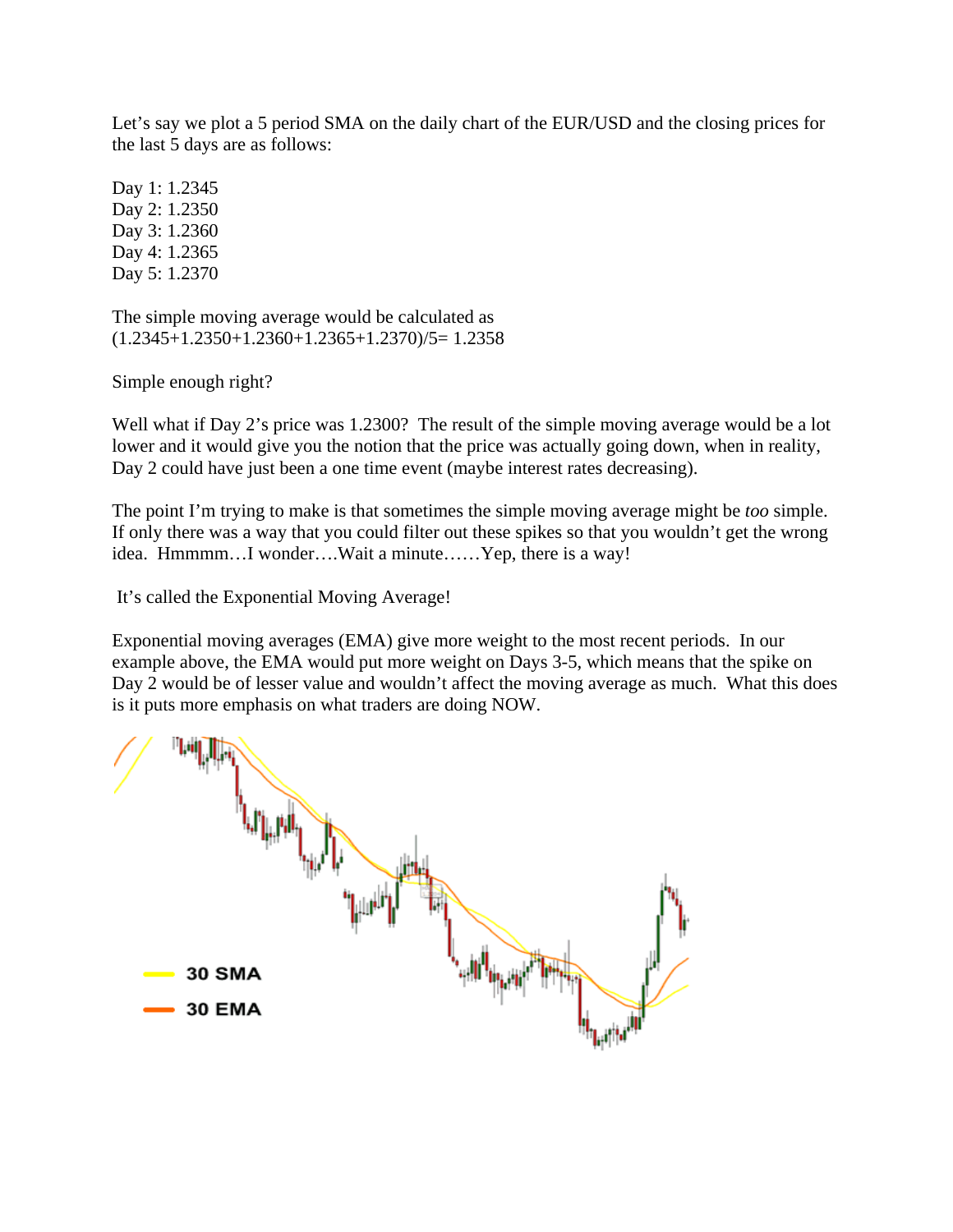Let's say we plot a 5 period SMA on the daily chart of the EUR/USD and the closing prices for the last 5 days are as follows:

Day 1: 1.2345
Day 2: 1.2350
Day 3: 1.2360
Day 4: 1.2365
Day 5: 1.2370

The simple moving average would be calculated as
(1.2345+1.2350+1.2360+1.2365+1.2370)/5= 1.2358

Simple enough right?

Well what if Day 2's price was 1.2300? The result of the simple moving average would be a lot lower and it would give you the notion that the price was actually going down, when in reality, Day 2 could have just been a one time event (maybe interest rates decreasing).

The point I'm trying to make is that sometimes the simple moving average might be *too* simple. If only there was a way that you could filter out these spikes so that you wouldn't get the wrong idea. Hmmmm…I wonder….Wait a minute……Yep, there is a way!

It's called the Exponential Moving Average!

Exponential moving averages (EMA) give more weight to the most recent periods. In our example above, the EMA would put more weight on Days 3-5, which means that the spike on Day 2 would be of lesser value and wouldn't affect the moving average as much. What this does is it puts more emphasis on what traders are doing NOW.

30 SMA
30 EMA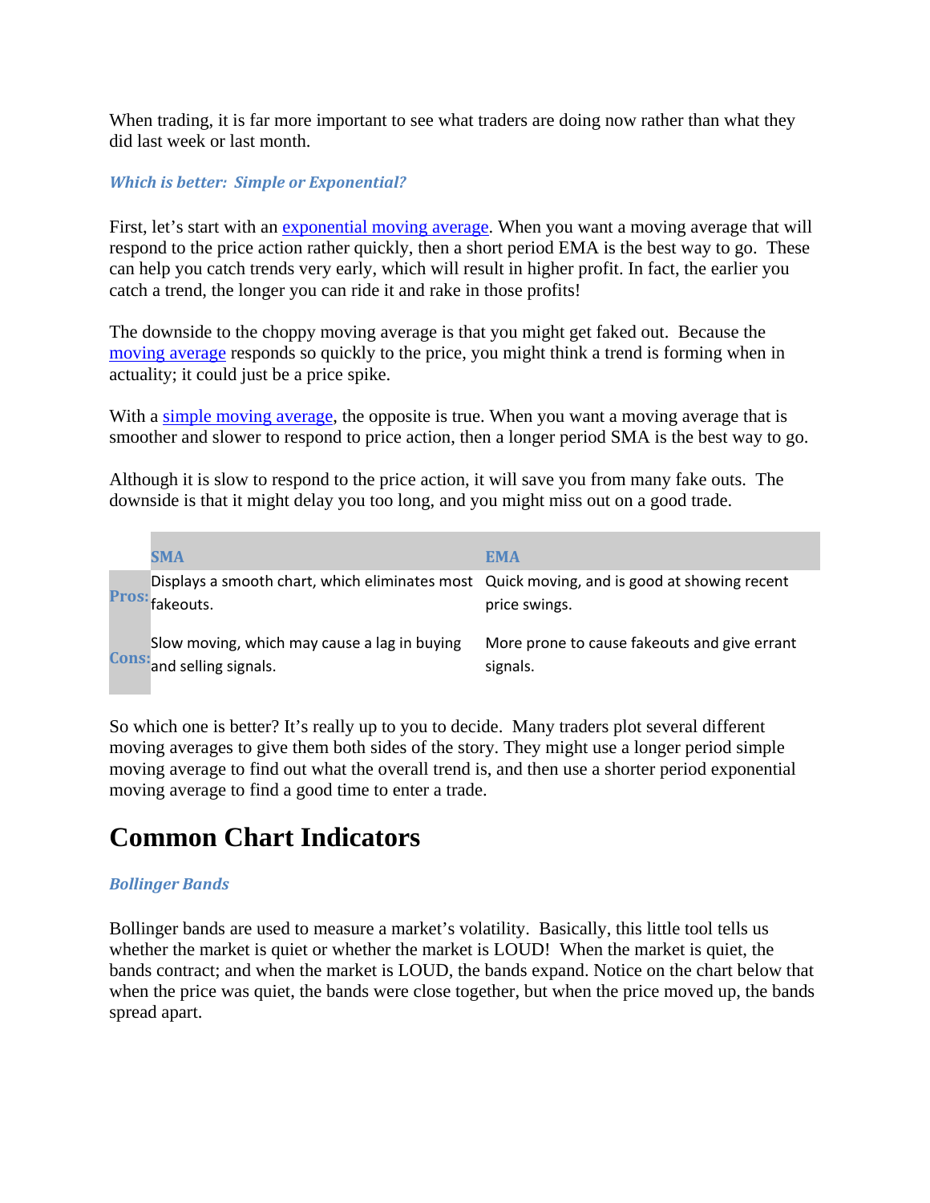When trading, it is far more important to see what traders are doing now rather than what they did last week or last month.

### *Which is better: Simple or Exponential?*

First, let's start with an exponential moving average. When you want a moving average that will respond to the price action rather quickly, then a short period EMA is the best way to go. These can help you catch trends very early, which will result in higher profit. In fact, the earlier you catch a trend, the longer you can ride it and rake in those profits!

The downside to the choppy moving average is that you might get faked out. Because the moving average responds so quickly to the price, you might think a trend is forming when in actuality; it could just be a price spike.

With a simple moving average, the opposite is true. When you want a moving average that is smoother and slower to respond to price action, then a longer period SMA is the best way to go.

Although it is slow to respond to the price action, it will save you from many fake outs. The downside is that it might delay you too long, and you might miss out on a good trade.

| | SMA | EMA |
|---|---|---|
| **Pros:** | Displays a smooth chart, which eliminates most fakeouts. | Quick moving, and is good at showing recent price swings. |
| **Cons:** | Slow moving, which may cause a lag in buying and selling signals. | More prone to cause fakeouts and give errant signals. |

So which one is better? It's really up to you to decide. Many traders plot several different moving averages to give them both sides of the story. They might use a longer period simple moving average to find out what the overall trend is, and then use a shorter period exponential moving average to find a good time to enter a trade.

## Common Chart Indicators

### *Bollinger Bands*

Bollinger bands are used to measure a market's volatility. Basically, this little tool tells us whether the market is quiet or whether the market is LOUD! When the market is quiet, the bands contract; and when the market is LOUD, the bands expand. Notice on the chart below that when the price was quiet, the bands were close together, but when the price moved up, the bands spread apart.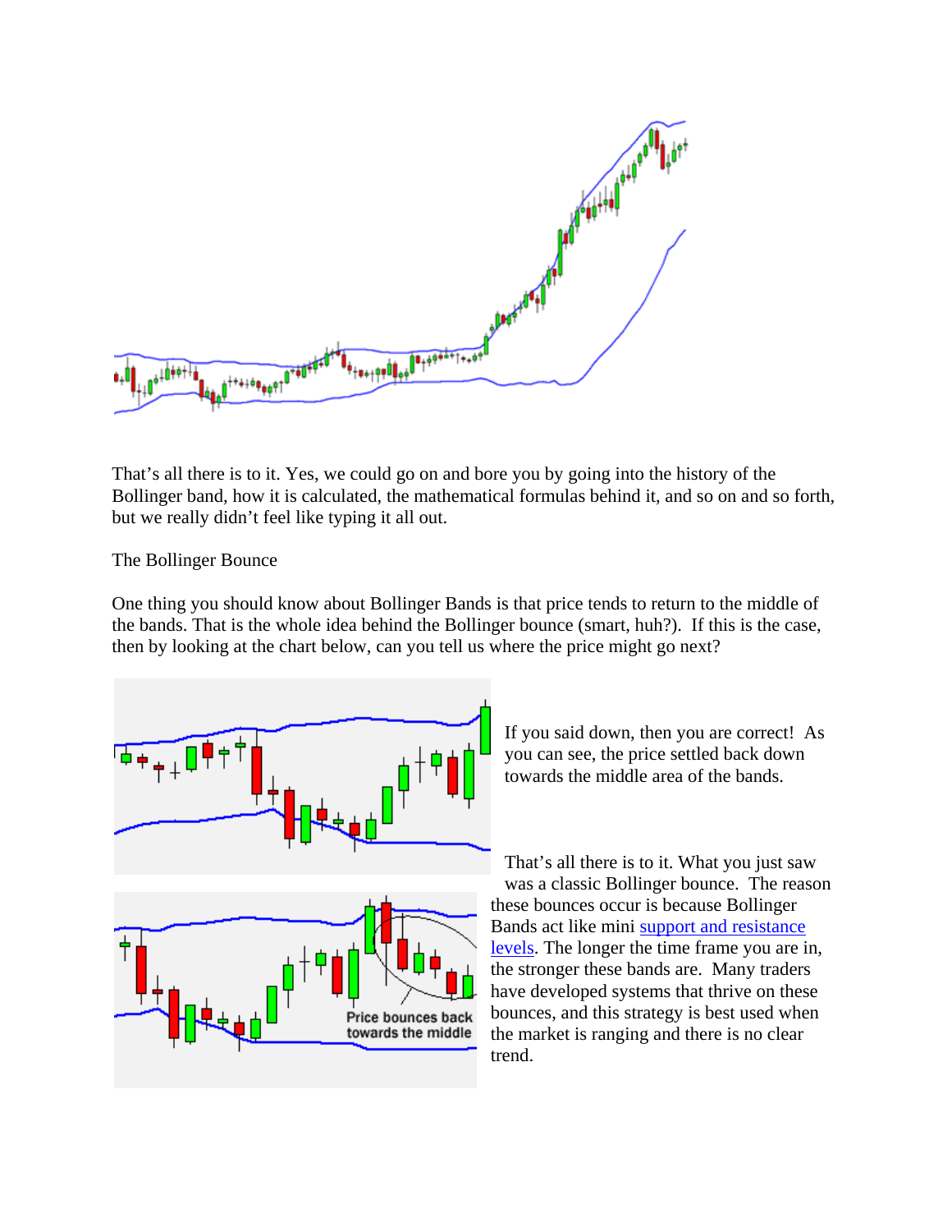That's all there is to it. Yes, we could go on and bore you by going into the history of the Bollinger band, how it is calculated, the mathematical formulas behind it, and so on and so forth, but we really didn't feel like typing it all out.

The Bollinger Bounce

One thing you should know about Bollinger Bands is that price tends to return to the middle of the bands. That is the whole idea behind the Bollinger bounce (smart, huh?). If this is the case, then by looking at the chart below, can you tell us where the price might go next?

If you said down, then you are correct! As you can see, the price settled back down towards the middle area of the bands.

That's all there is to it. What you just saw was a classic Bollinger bounce. The reason these bounces occur is because Bollinger Bands act like mini support and resistance levels. The longer the time frame you are in, the stronger these bands are. Many traders have developed systems that thrive on these bounces, and this strategy is best used when the market is ranging and there is no clear trend.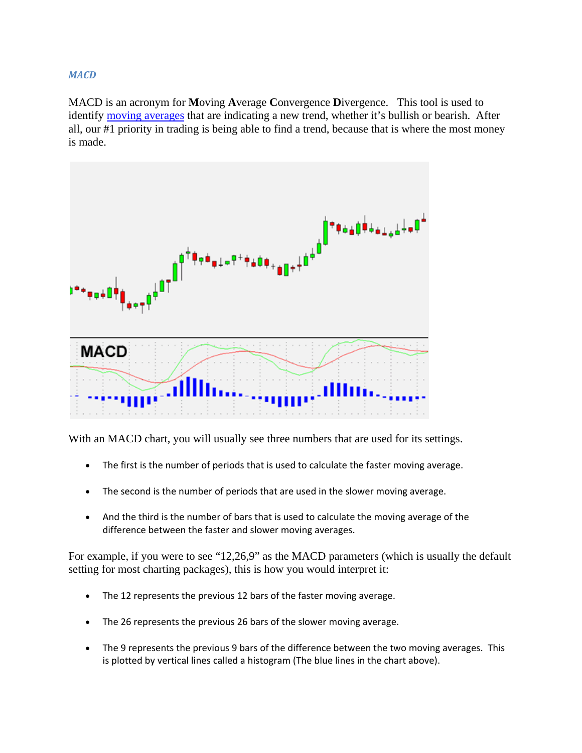### *MACD*

MACD is an acronym for **M**oving **A**verage **C**onvergence **D**ivergence. This tool is used to identify moving averages that are indicating a new trend, whether it's bullish or bearish. After all, our #1 priority in trading is being able to find a trend, because that is where the most money is made.

With an MACD chart, you will usually see three numbers that are used for its settings.

- The first is the number of periods that is used to calculate the faster moving average.
- The second is the number of periods that are used in the slower moving average.
- And the third is the number of bars that is used to calculate the moving average of the difference between the faster and slower moving averages.

For example, if you were to see "12,26,9" as the MACD parameters (which is usually the default setting for most charting packages), this is how you would interpret it:

- The 12 represents the previous 12 bars of the faster moving average.
- The 26 represents the previous 26 bars of the slower moving average.
- The 9 represents the previous 9 bars of the difference between the two moving averages. This is plotted by vertical lines called a histogram (The blue lines in the chart above).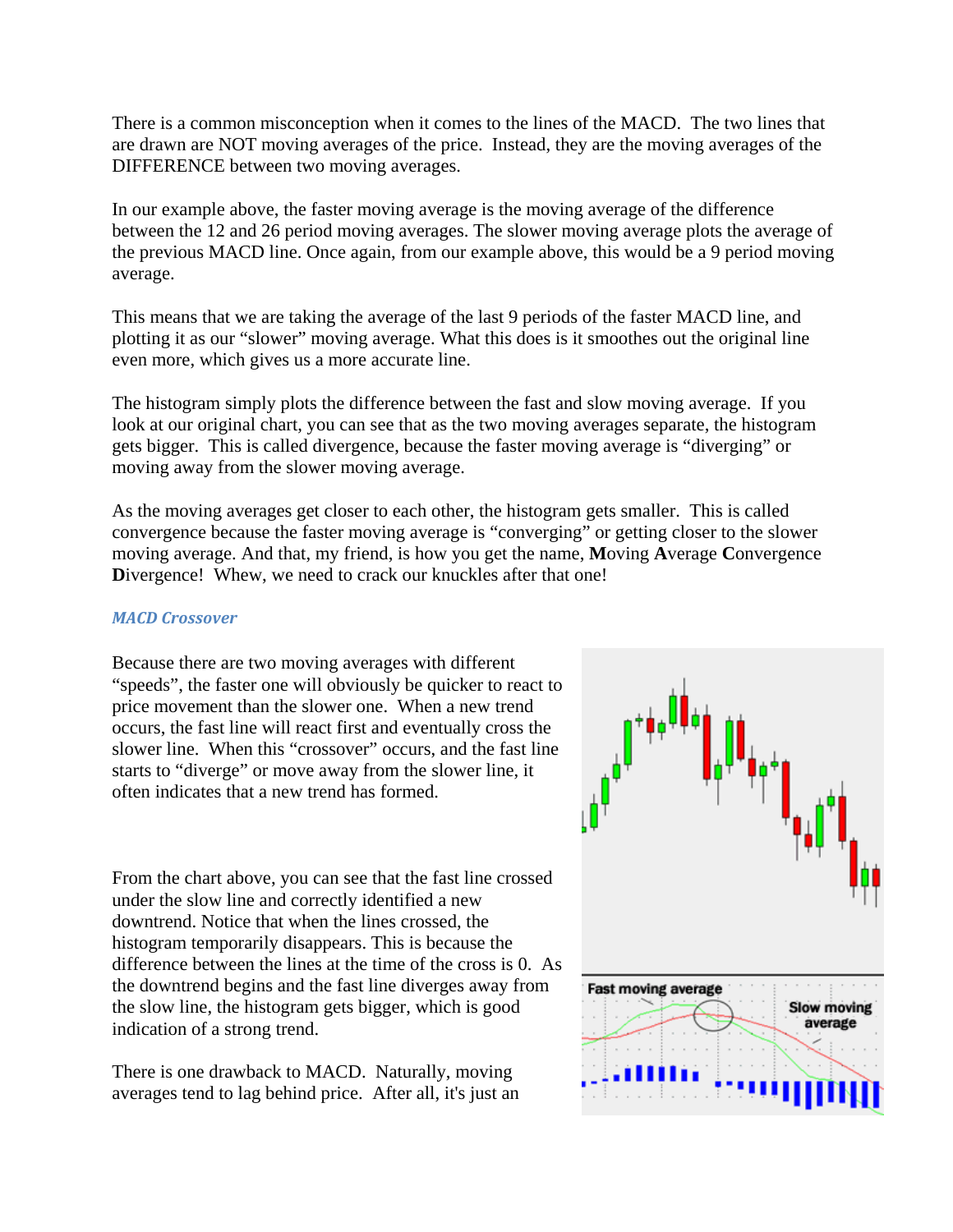There is a common misconception when it comes to the lines of the MACD. The two lines that are drawn are NOT moving averages of the price. Instead, they are the moving averages of the DIFFERENCE between two moving averages.

In our example above, the faster moving average is the moving average of the difference between the 12 and 26 period moving averages. The slower moving average plots the average of the previous MACD line. Once again, from our example above, this would be a 9 period moving average.

This means that we are taking the average of the last 9 periods of the faster MACD line, and plotting it as our "slower" moving average. What this does is it smoothes out the original line even more, which gives us a more accurate line.

The histogram simply plots the difference between the fast and slow moving average. If you look at our original chart, you can see that as the two moving averages separate, the histogram gets bigger. This is called divergence, because the faster moving average is "diverging" or moving away from the slower moving average.

As the moving averages get closer to each other, the histogram gets smaller. This is called convergence because the faster moving average is "converging" or getting closer to the slower moving average. And that, my friend, is how you get the name, **M**oving **A**verage **C**onvergence **D**ivergence! Whew, we need to crack our knuckles after that one!

### *MACD Crossover*

Because there are two moving averages with different "speeds", the faster one will obviously be quicker to react to price movement than the slower one. When a new trend occurs, the fast line will react first and eventually cross the slower line. When this "crossover" occurs, and the fast line starts to "diverge" or move away from the slower line, it often indicates that a new trend has formed.

Fast moving average

Slow moving average

From the chart above, you can see that the fast line crossed under the slow line and correctly identified a new downtrend. Notice that when the lines crossed, the histogram temporarily disappears. This is because the difference between the lines at the time of the cross is 0. As the downtrend begins and the fast line diverges away from the slow line, the histogram gets bigger, which is good indication of a strong trend.

There is one drawback to MACD. Naturally, moving averages tend to lag behind price. After all, it's just an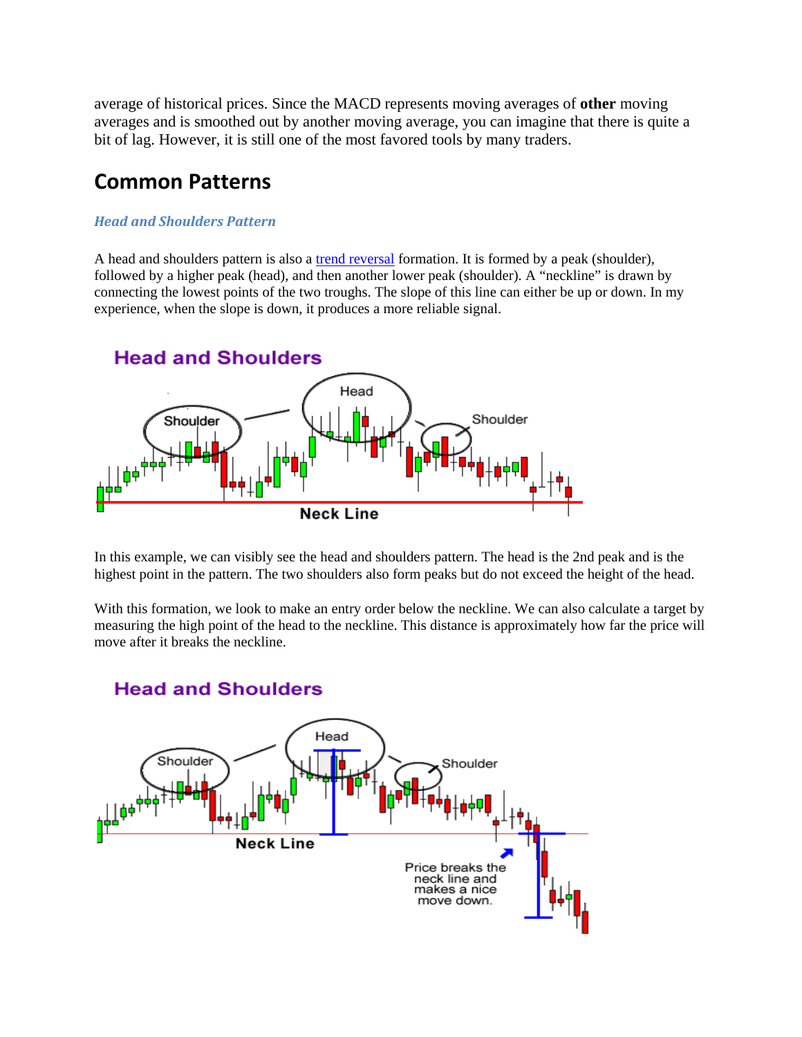average of historical prices. Since the MACD represents moving averages of **other** moving averages and is smoothed out by another moving average, you can imagine that there is quite a bit of lag. However, it is still one of the most favored tools by many traders.

## Common Patterns

### *Head and Shoulders Pattern*

A head and shoulders pattern is also a trend reversal formation. It is formed by a peak (shoulder), followed by a higher peak (head), and then another lower peak (shoulder). A "neckline" is drawn by connecting the lowest points of the two troughs. The slope of this line can either be up or down. In my experience, when the slope is down, it produces a more reliable signal.

In this example, we can visibly see the head and shoulders pattern. The head is the 2nd peak and is the highest point in the pattern. The two shoulders also form peaks but do not exceed the height of the head.

With this formation, we look to make an entry order below the neckline. We can also calculate a target by measuring the high point of the head to the neckline. This distance is approximately how far the price will move after it breaks the neckline.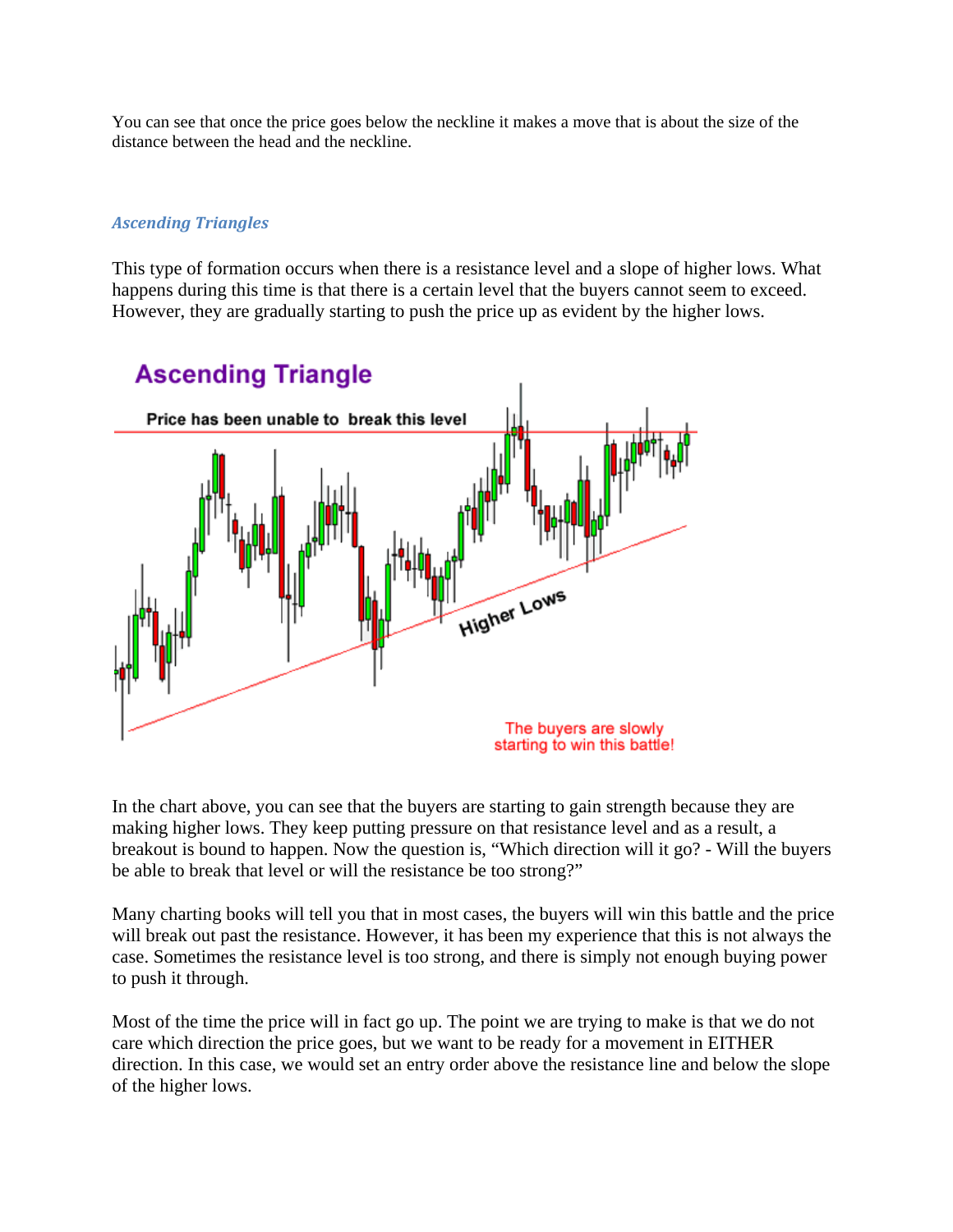You can see that once the price goes below the neckline it makes a move that is about the size of the distance between the head and the neckline.

### *Ascending Triangles*

This type of formation occurs when there is a resistance level and a slope of higher lows. What happens during this time is that there is a certain level that the buyers cannot seem to exceed. However, they are gradually starting to push the price up as evident by the higher lows.

In the chart above, you can see that the buyers are starting to gain strength because they are making higher lows. They keep putting pressure on that resistance level and as a result, a breakout is bound to happen. Now the question is, “Which direction will it go? - Will the buyers be able to break that level or will the resistance be too strong?”

Many charting books will tell you that in most cases, the buyers will win this battle and the price will break out past the resistance. However, it has been my experience that this is not always the case. Sometimes the resistance level is too strong, and there is simply not enough buying power to push it through.

Most of the time the price will in fact go up. The point we are trying to make is that we do not care which direction the price goes, but we want to be ready for a movement in EITHER direction. In this case, we would set an entry order above the resistance line and below the slope of the higher lows.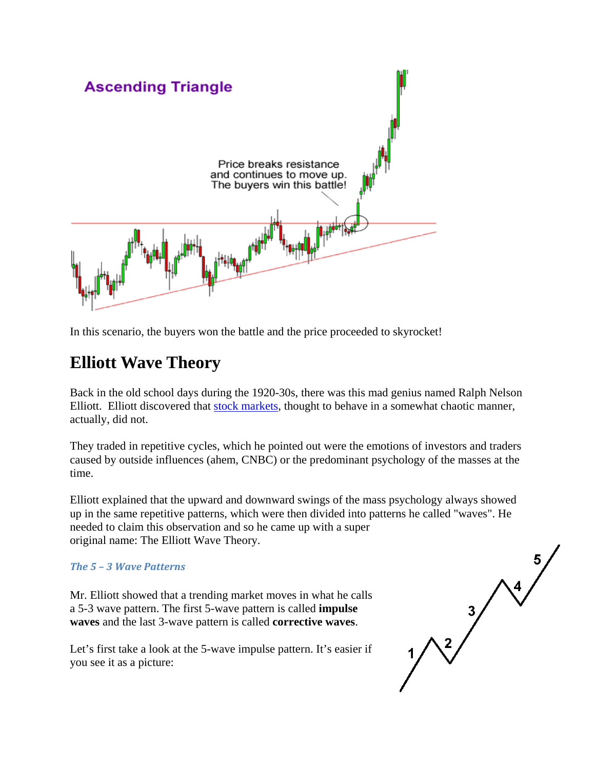In this scenario, the buyers won the battle and the price proceeded to skyrocket!

## Elliott Wave Theory

Back in the old school days during the 1920-30s, there was this mad genius named Ralph Nelson Elliott. Elliott discovered that stock markets, thought to behave in a somewhat chaotic manner, actually, did not.

They traded in repetitive cycles, which he pointed out were the emotions of investors and traders caused by outside influences (ahem, CNBC) or the predominant psychology of the masses at the time.

Elliott explained that the upward and downward swings of the mass psychology always showed up in the same repetitive patterns, which were then divided into patterns he called "waves". He needed to claim this observation and so he came up with a super original name: The Elliott Wave Theory.

### *The 5 – 3 Wave Patterns*

Mr. Elliott showed that a trending market moves in what he calls a 5-3 wave pattern. The first 5-wave pattern is called **impulse waves** and the last 3-wave pattern is called **corrective waves**.

Let's first take a look at the 5-wave impulse pattern. It's easier if you see it as a picture: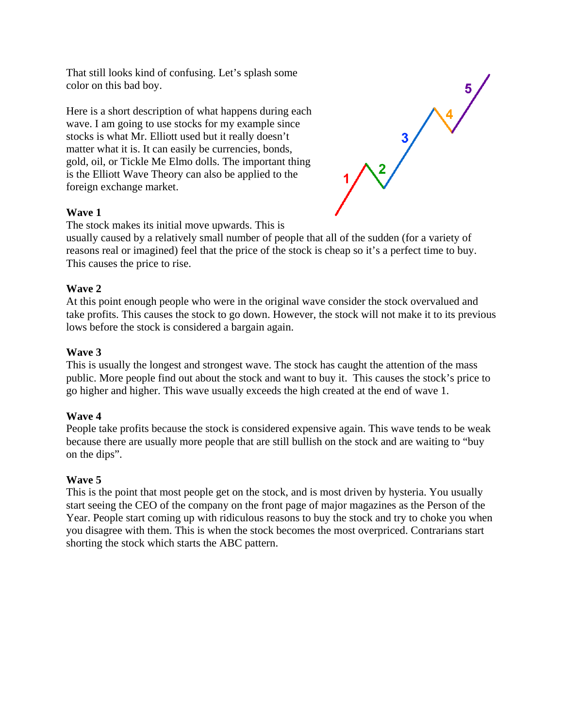That still looks kind of confusing. Let's splash some color on this bad boy.

Here is a short description of what happens during each wave. I am going to use stocks for my example since stocks is what Mr. Elliott used but it really doesn't matter what it is. It can easily be currencies, bonds, gold, oil, or Tickle Me Elmo dolls. The important thing is the Elliott Wave Theory can also be applied to the foreign exchange market.

1
2
3
4
5

**Wave 1**
The stock makes its initial move upwards. This is usually caused by a relatively small number of people that all of the sudden (for a variety of reasons real or imagined) feel that the price of the stock is cheap so it's a perfect time to buy. This causes the price to rise.

**Wave 2**
At this point enough people who were in the original wave consider the stock overvalued and take profits. This causes the stock to go down. However, the stock will not make it to its previous lows before the stock is considered a bargain again.

**Wave 3**
This is usually the longest and strongest wave. The stock has caught the attention of the mass public. More people find out about the stock and want to buy it. This causes the stock's price to go higher and higher. This wave usually exceeds the high created at the end of wave 1.

**Wave 4**
People take profits because the stock is considered expensive again. This wave tends to be weak because there are usually more people that are still bullish on the stock and are waiting to "buy on the dips".

**Wave 5**
This is the point that most people get on the stock, and is most driven by hysteria. You usually start seeing the CEO of the company on the front page of major magazines as the Person of the Year. People start coming up with ridiculous reasons to buy the stock and try to choke you when you disagree with them. This is when the stock becomes the most overpriced. Contrarians start shorting the stock which starts the ABC pattern.